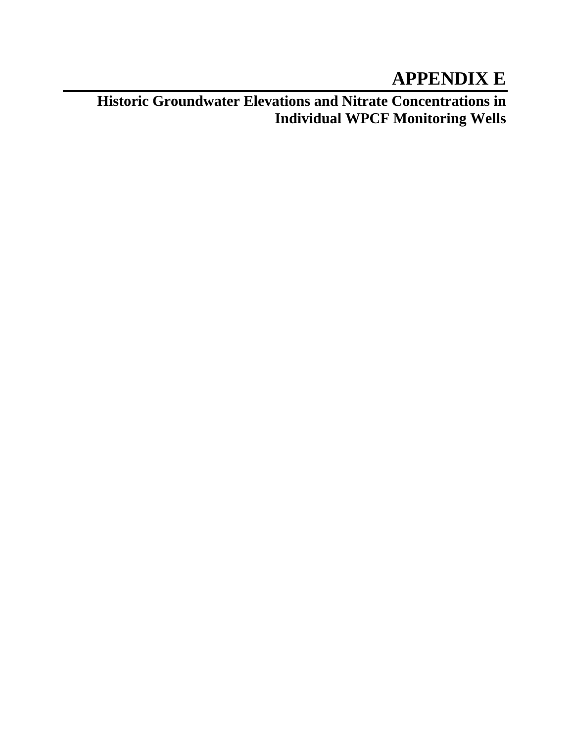# APPENDIX E

## Historic Groundwater Elevations and Nitrate Concentrations in Individual WPCF Monitoring Wells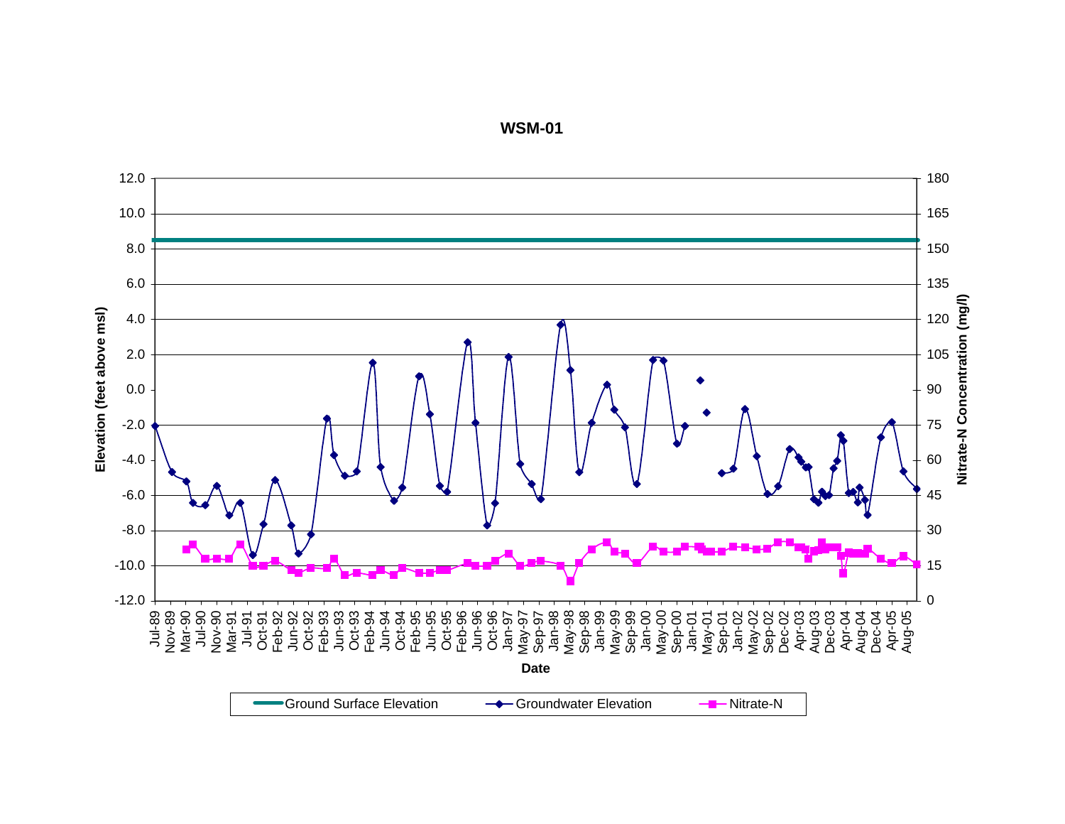**WSM-01**

Elevation (feet above msl)

12.0
10.0
8.0
6.0
4.0
2.0
0.0
-2.0
-4.0
-6.0
-8.0
-10.0
-12.0

Nitrate-N Concentration (mg/l)

180
165
150
135
120
105
90
75
60
45
30
15
0

Jul-89, Nov-89, Mar-90, Jul-90, Nov-90, Mar-91, Jul-91, Oct-91, Feb-92, Jun-92, Oct-92, Feb-93, Jun-93, Oct-93, Feb-94, Jun-94, Oct-94, Feb-95, Jun-95, Oct-95, Feb-96, Jun-96, Oct-96, Jan-97, May-97, Sep-97, Jan-98, May-98, Sep-98, Jan-99, May-99, Sep-99, Jan-00, May-00, Sep-00, Jan-01, May-01, Sep-01, Jan-02, May-02, Sep-02, Dec-02, Apr-03, Aug-03, Dec-03, Apr-04, Aug-04, Dec-04, Apr-05, Aug-05

Date

Ground Surface Elevation — Groundwater Elevation — Nitrate-N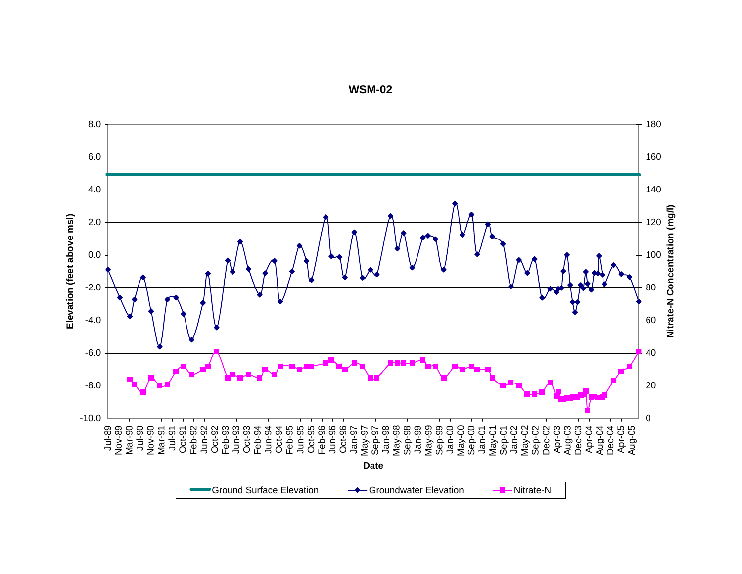**WSM-02**

Elevation (feet above msl)

Nitrate-N Concentration (mg/l)

Date

Ground Surface Elevation — Groundwater Elevation — Nitrate-N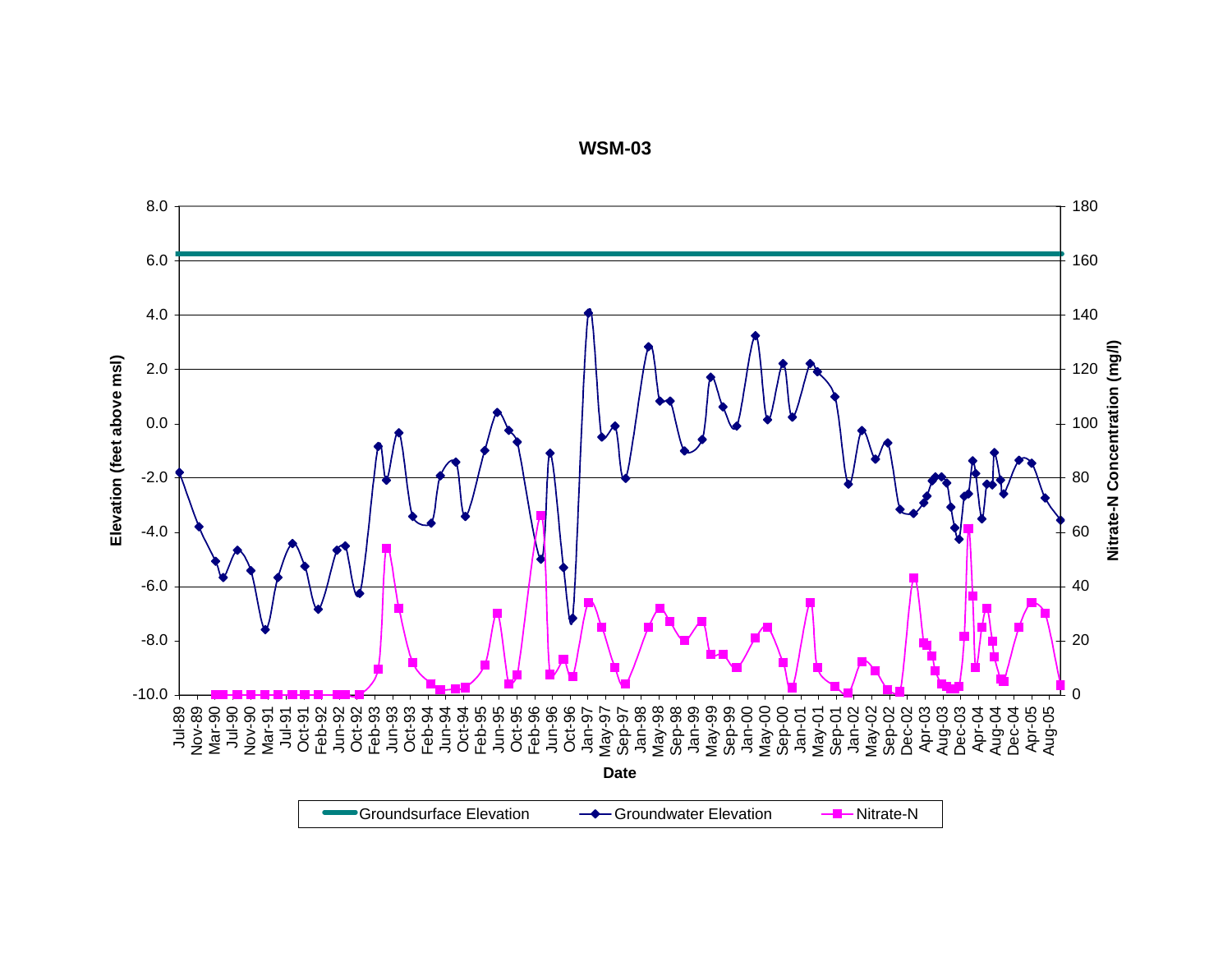**WSM-03**

Elevation (feet above msl)

8.0
6.0
4.0
2.0
0.0
-2.0
-4.0
-6.0
-8.0
-10.0

Nitrate-N Concentration (mg/l)

180
160
140
120
100
80
60
40
20
0

Jul-89, Nov-89, Mar-90, Jul-90, Nov-90, Mar-91, Jul-91, Oct-91, Feb-92, Jun-92, Oct-92, Feb-93, Jun-93, Oct-93, Feb-94, Jun-94, Oct-94, Feb-95, Jun-95, Oct-95, Feb-96, Jun-96, Oct-96, Jan-97, May-97, Sep-97, Jan-98, May-98, Sep-98, Jan-99, May-99, Sep-99, Jan-00, May-00, Sep-00, Jan-01, May-01, Sep-01, Jan-02, May-02, Sep-02, Dec-02, Apr-03, Aug-03, Dec-03, Apr-04, Aug-04, Dec-04, Apr-05, Aug-05

Date

Groundsurface Elevation — Groundwater Elevation — Nitrate-N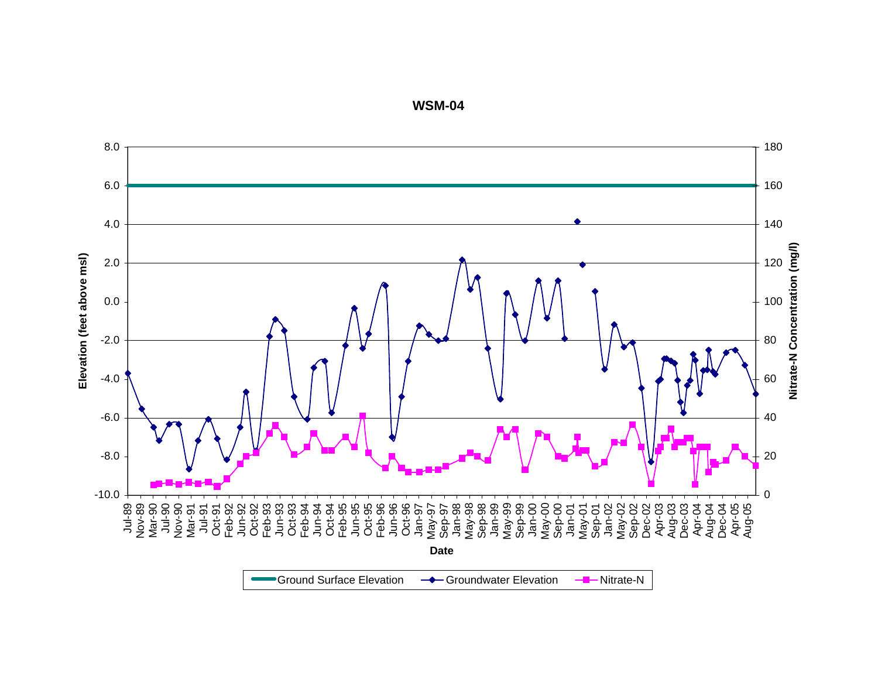# WSM-04

Elevation (feet above msl)

Nitrate-N Concentration (mg/l)

Date

Ground Surface Elevation — Groundwater Elevation — Nitrate-N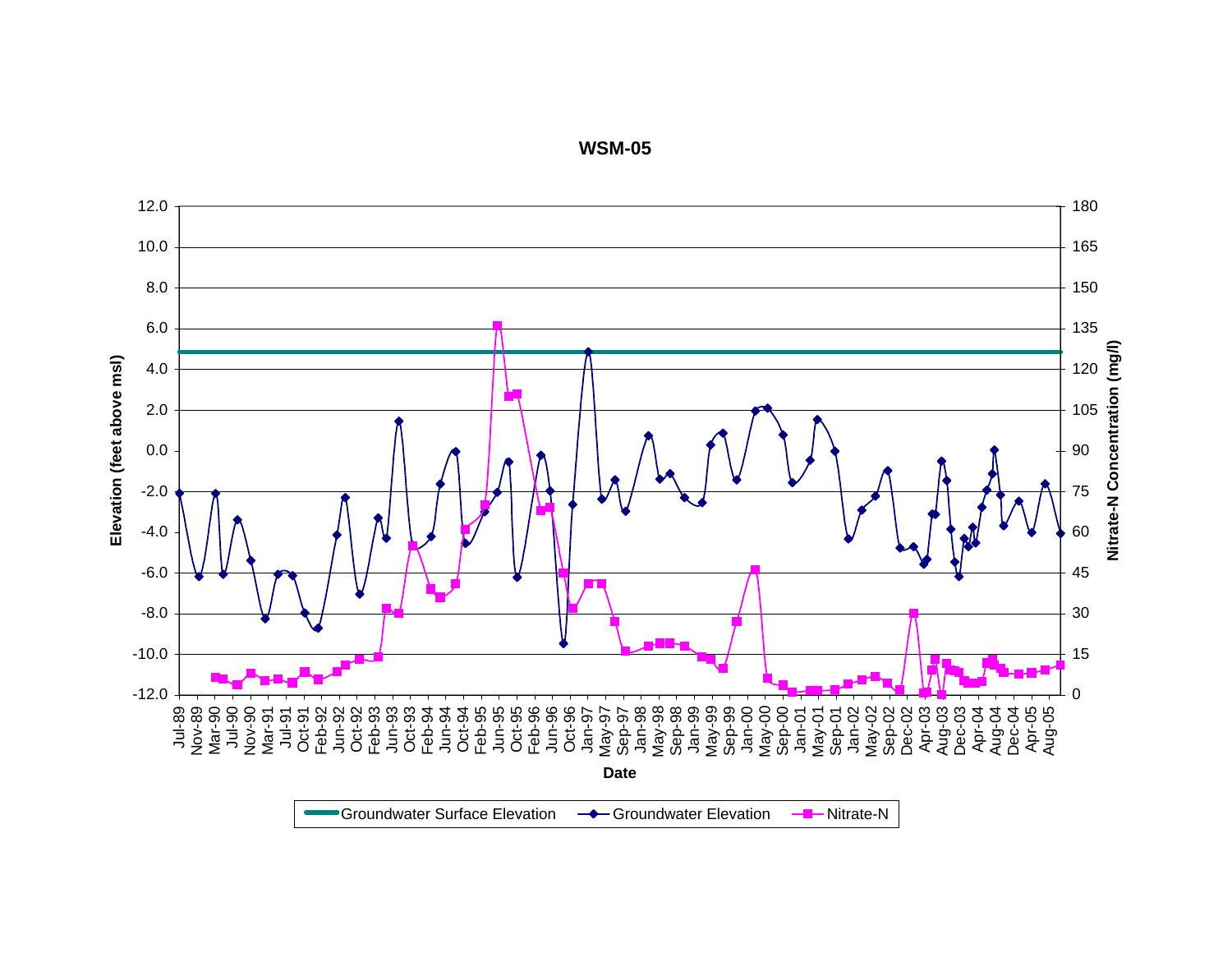# WSM-05

Elevation (feet above msl)

12.0
10.0
8.0
6.0
4.0
2.0
0.0
-2.0
-4.0
-6.0
-8.0
-10.0
-12.0

Nitrate-N Concentration (mg/l)

180
165
150
135
120
105
90
75
60
45
30
15
0

Jul-89, Nov-89, Mar-90, Jul-90, Nov-90, Mar-91, Jul-91, Oct-91, Feb-92, Jun-92, Oct-92, Feb-93, Jun-93, Oct-93, Feb-94, Jun-94, Oct-94, Feb-95, Jun-95, Oct-95, Feb-96, Jun-96, Oct-96, Jan-97, May-97, Sep-97, Jan-98, May-98, Sep-98, Jan-99, May-99, Sep-99, Jan-00, May-00, Sep-00, Jan-01, May-01, Sep-01, Jan-02, May-02, Sep-02, Dec-02, Apr-03, Aug-03, Dec-03, Apr-04, Aug-04, Dec-04, Apr-05, Aug-05

Date

Groundwater Surface Elevation — Groundwater Elevation — Nitrate-N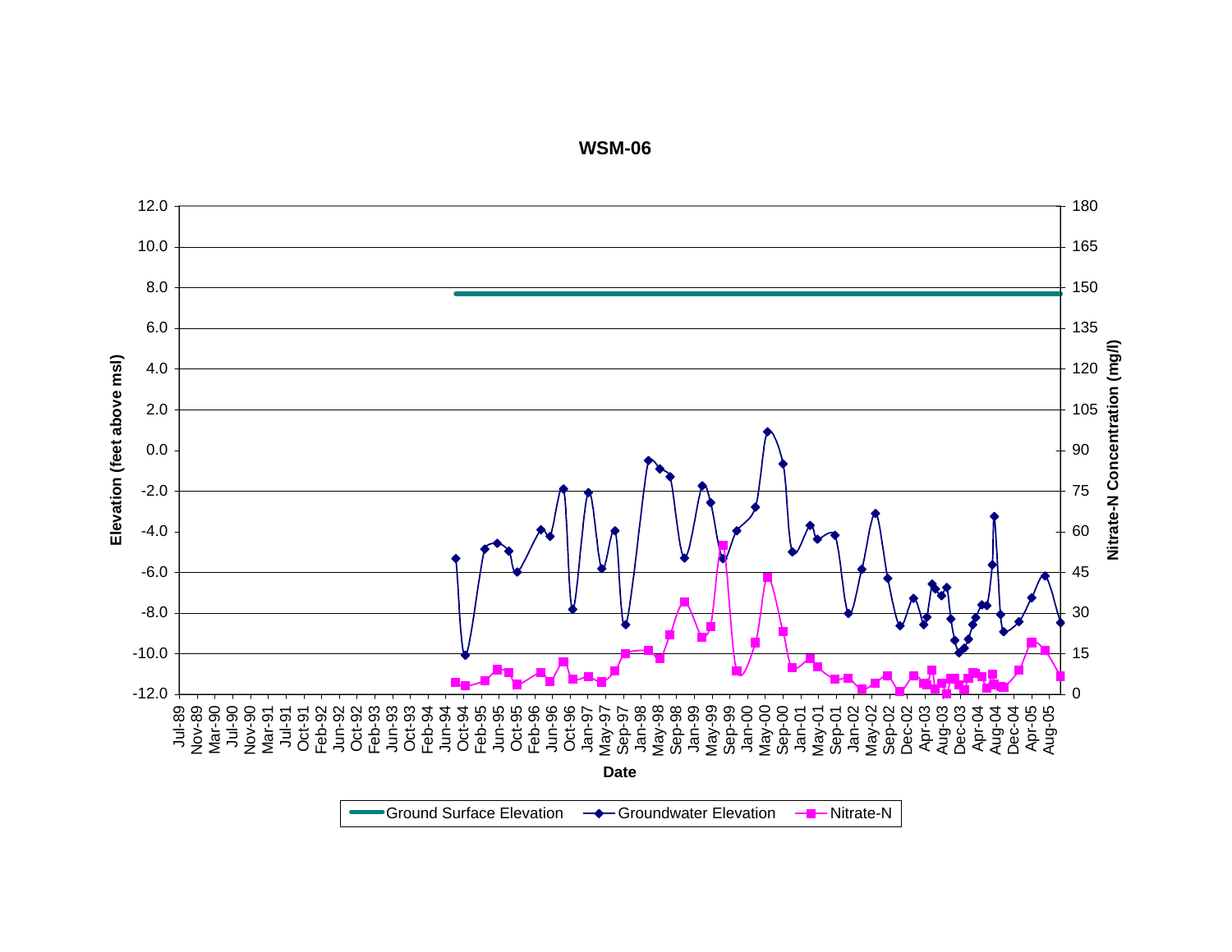# WSM-06

Elevation (feet above msl)

12.0
10.0
8.0
6.0
4.0
2.0
0.0
-2.0
-4.0
-6.0
-8.0
-10.0
-12.0

Nitrate-N Concentration (mg/l)

180
165
150
135
120
105
90
75
60
45
30
15
0

Jul-89 Nov-89 Mar-90 Jul-90 Nov-90 Mar-91 Jul-91 Oct-91 Feb-92 Jun-92 Oct-92 Feb-93 Jun-93 Oct-93 Feb-94 Jun-94 Oct-94 Feb-95 Jun-95 Oct-95 Feb-96 Jun-96 Oct-96 Jan-97 May-97 Sep-97 Jan-98 May-98 Sep-98 Jan-99 May-99 Sep-99 Jan-00 May-00 Sep-00 Jan-01 May-01 Sep-01 Jan-02 May-02 Sep-02 Dec-02 Apr-03 Aug-03 Dec-03 Apr-04 Aug-04 Dec-04 Apr-05 Aug-05

Date

Ground Surface Elevation — Groundwater Elevation — Nitrate-N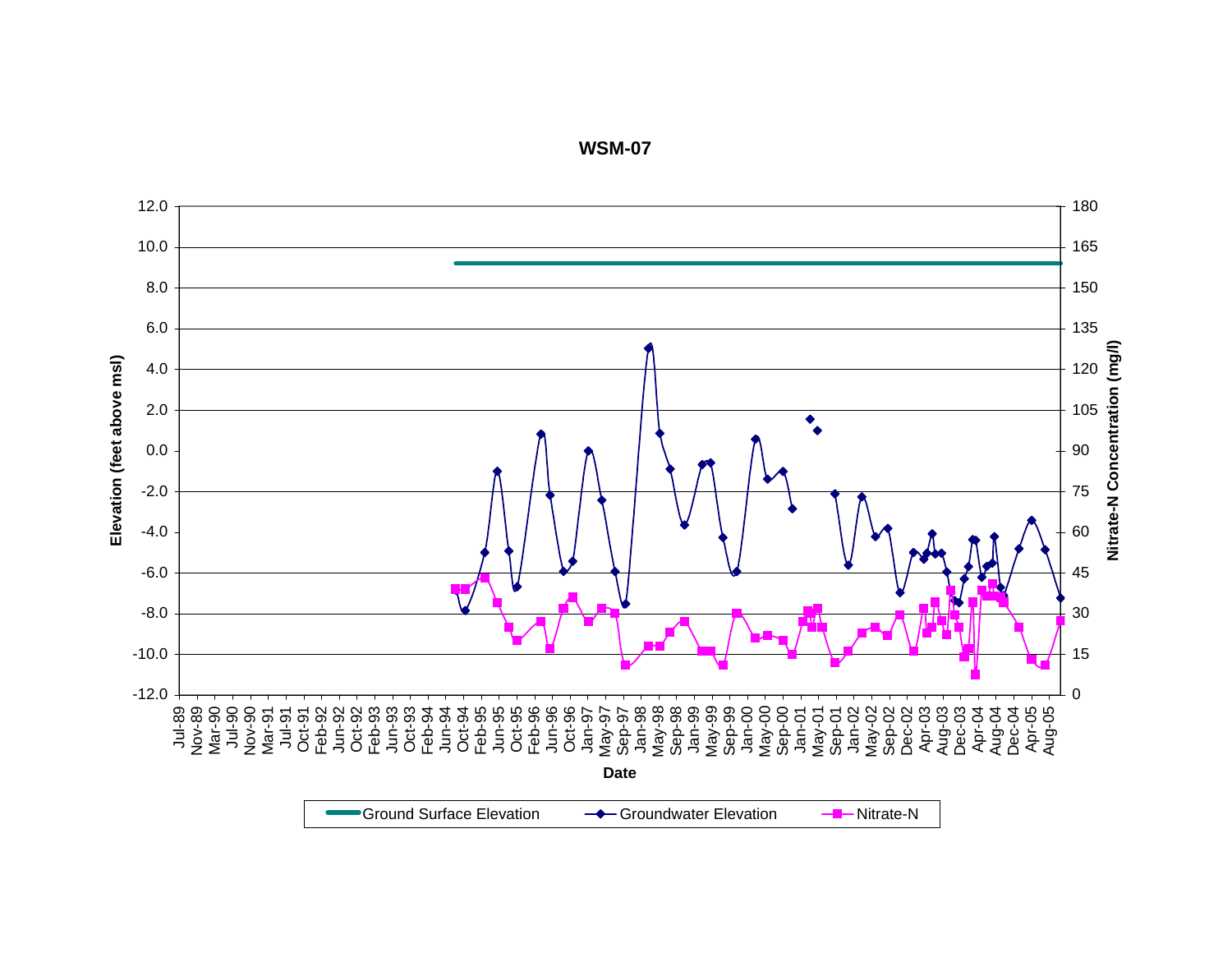# WSM-07

Elevation (feet above msl)

Nitrate-N Concentration (mg/l)

Date

Ground Surface Elevation — Groundwater Elevation — Nitrate-N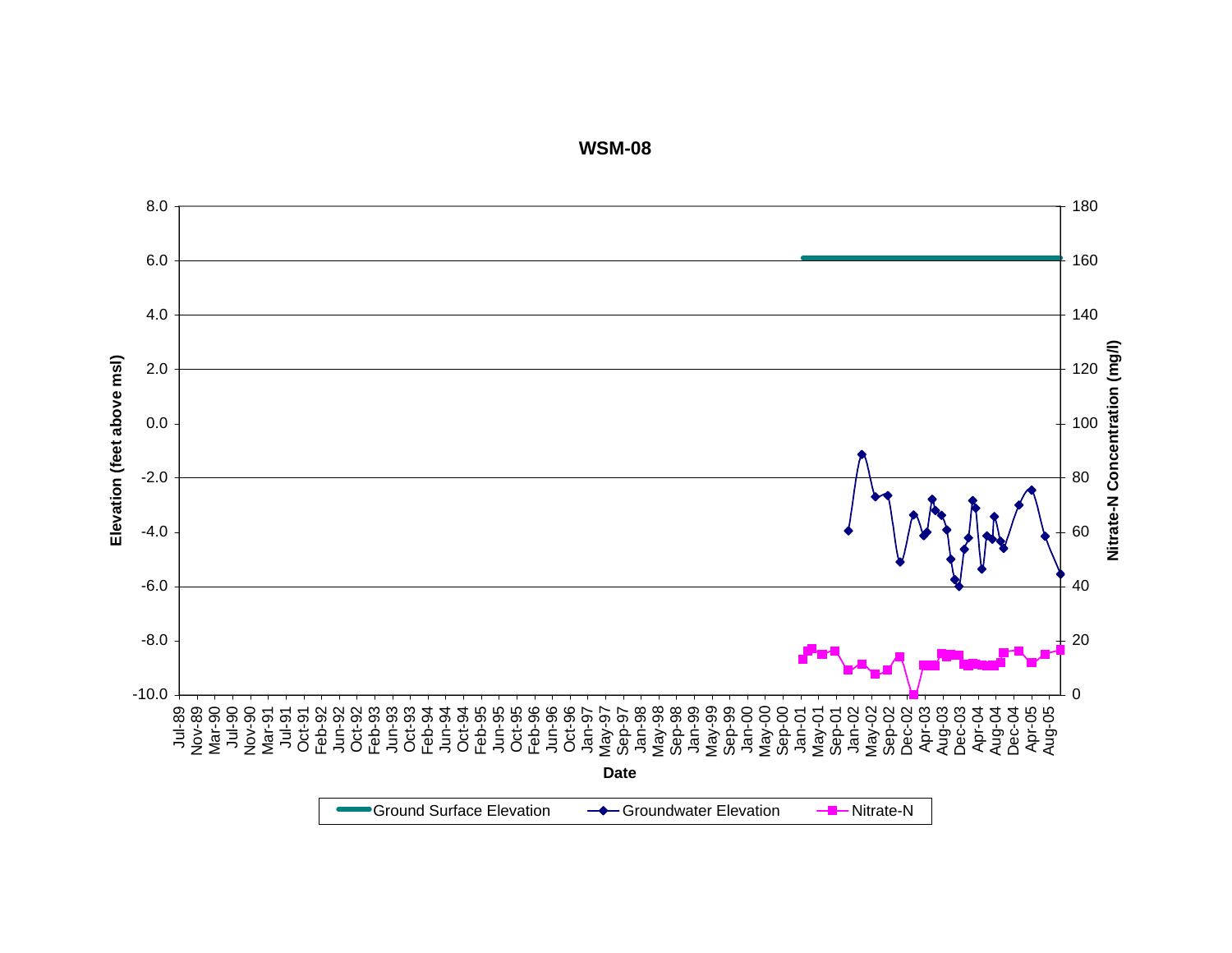# WSM-08

Elevation (feet above msl)

Nitrate-N Concentration (mg/l)

Date

Ground Surface Elevation — Groundwater Elevation — Nitrate-N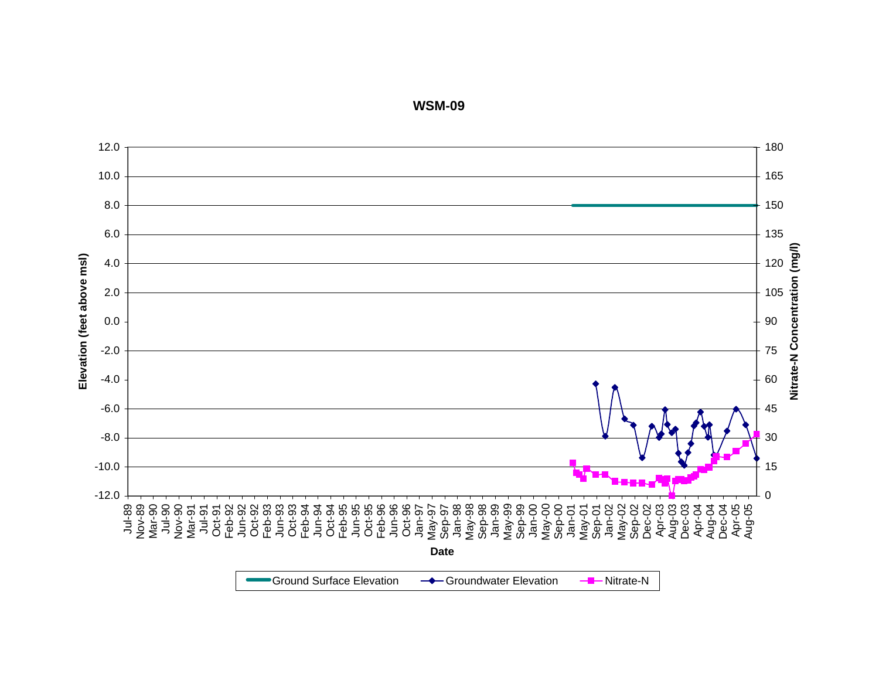# WSM-09

Elevation (feet above msl)

Nitrate-N Concentration (mg/l)

Date

Ground Surface Elevation — Groundwater Elevation — Nitrate-N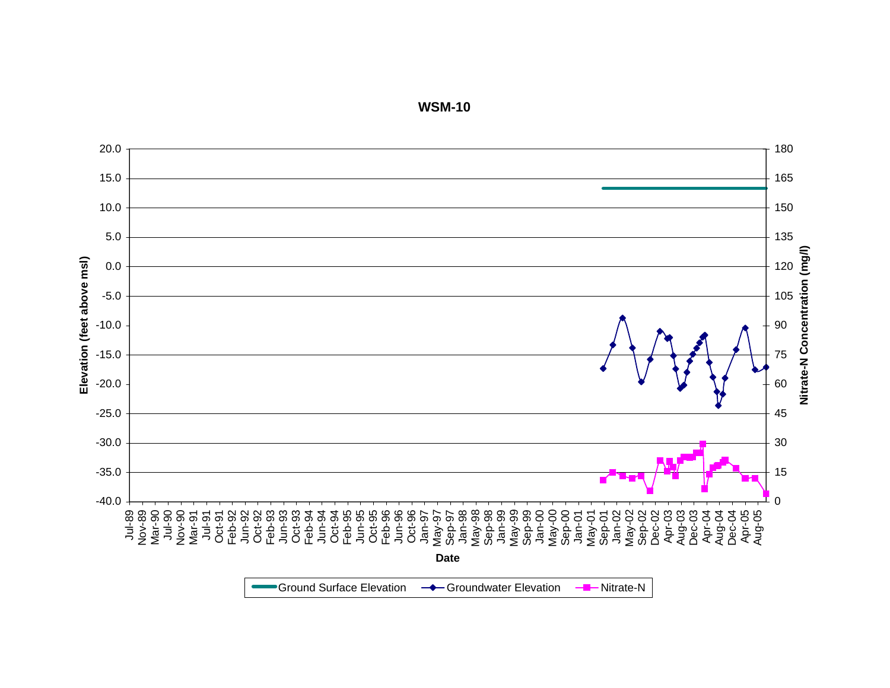# WSM-10

Elevation (feet above msl)

Nitrate-N Concentration (mg/l)

Date

Ground Surface Elevation — Groundwater Elevation — Nitrate-N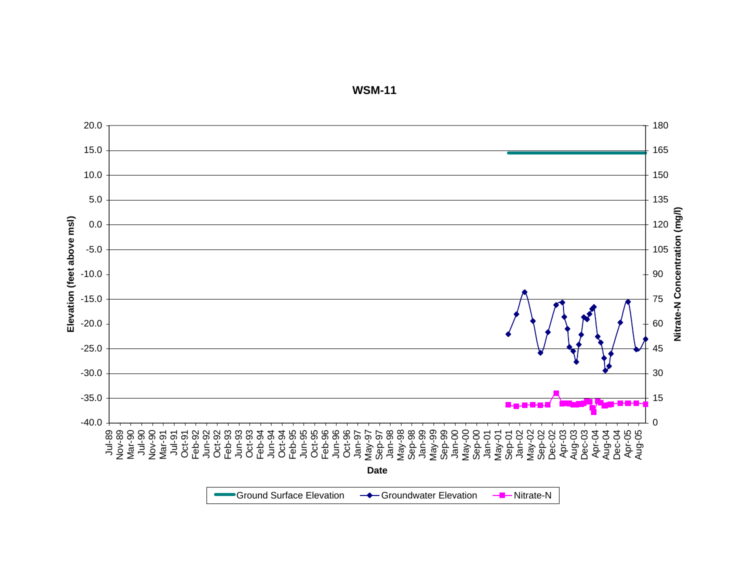**WSM-11**

Elevation (feet above msl): 20.0, 15.0, 10.0, 5.0, 0.0, -5.0, -10.0, -15.0, -20.0, -25.0, -30.0, -35.0, -40.0

Nitrate-N Concentration (mg/l): 180, 165, 150, 135, 120, 105, 90, 75, 60, 45, 30, 15, 0

Date: Jul-89, Nov-89, Mar-90, Jul-90, Nov-90, Mar-91, Jul-91, Oct-91, Feb-92, Jun-92, Oct-92, Feb-93, Jun-93, Oct-93, Feb-94, Jun-94, Oct-94, Feb-95, Jun-95, Oct-95, Feb-96, Jun-96, Oct-96, Jan-97, May-97, Sep-97, Jan-98, May-98, Sep-98, Jan-99, May-99, Sep-99, Jan-00, May-00, Sep-00, Jan-01, May-01, Sep-01, Jan-02, May-02, Sep-02, Dec-02, Apr-03, Aug-03, Dec-03, Apr-04, Aug-04, Dec-04, Apr-05, Aug-05

Legend: Ground Surface Elevation; Groundwater Elevation; Nitrate-N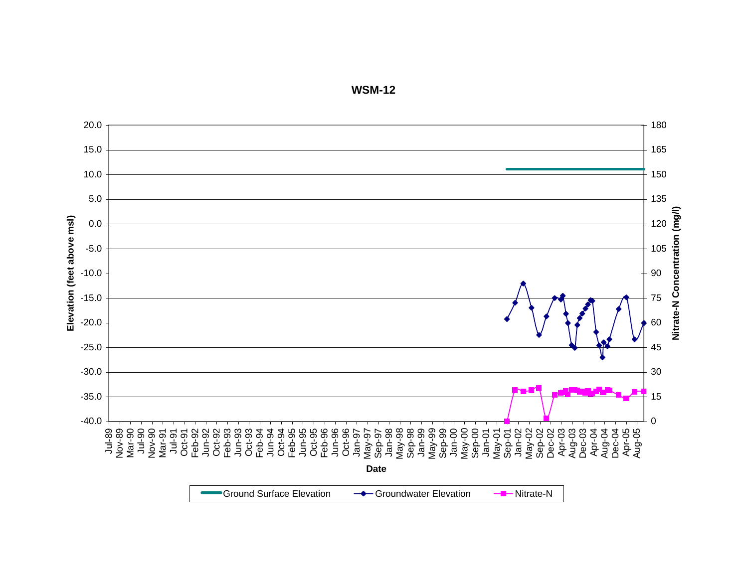**WSM-12**

Elevation (feet above msl): 20.0, 15.0, 10.0, 5.0, 0.0, -5.0, -10.0, -15.0, -20.0, -25.0, -30.0, -35.0, -40.0

Nitrate-N Concentration (mg/l): 180, 165, 150, 135, 120, 105, 90, 75, 60, 45, 30, 15, 0

Date: Jul-89, Nov-89, Mar-90, Jul-90, Nov-90, Mar-91, Jul-91, Oct-91, Feb-92, Jun-92, Oct-92, Feb-93, Jun-93, Oct-93, Feb-94, Jun-94, Oct-94, Feb-95, Jun-95, Oct-95, Feb-96, Jun-96, Oct-96, Jan-97, May-97, Sep-97, Jan-98, May-98, Sep-98, Jan-99, May-99, Sep-99, Jan-00, May-00, Sep-00, Jan-01, May-01, Sep-01, Jan-02, May-02, Sep-02, Dec-02, Apr-03, Aug-03, Dec-03, Apr-04, Aug-04, Dec-04, Apr-05, Aug-05

Ground Surface Elevation — Groundwater Elevation — Nitrate-N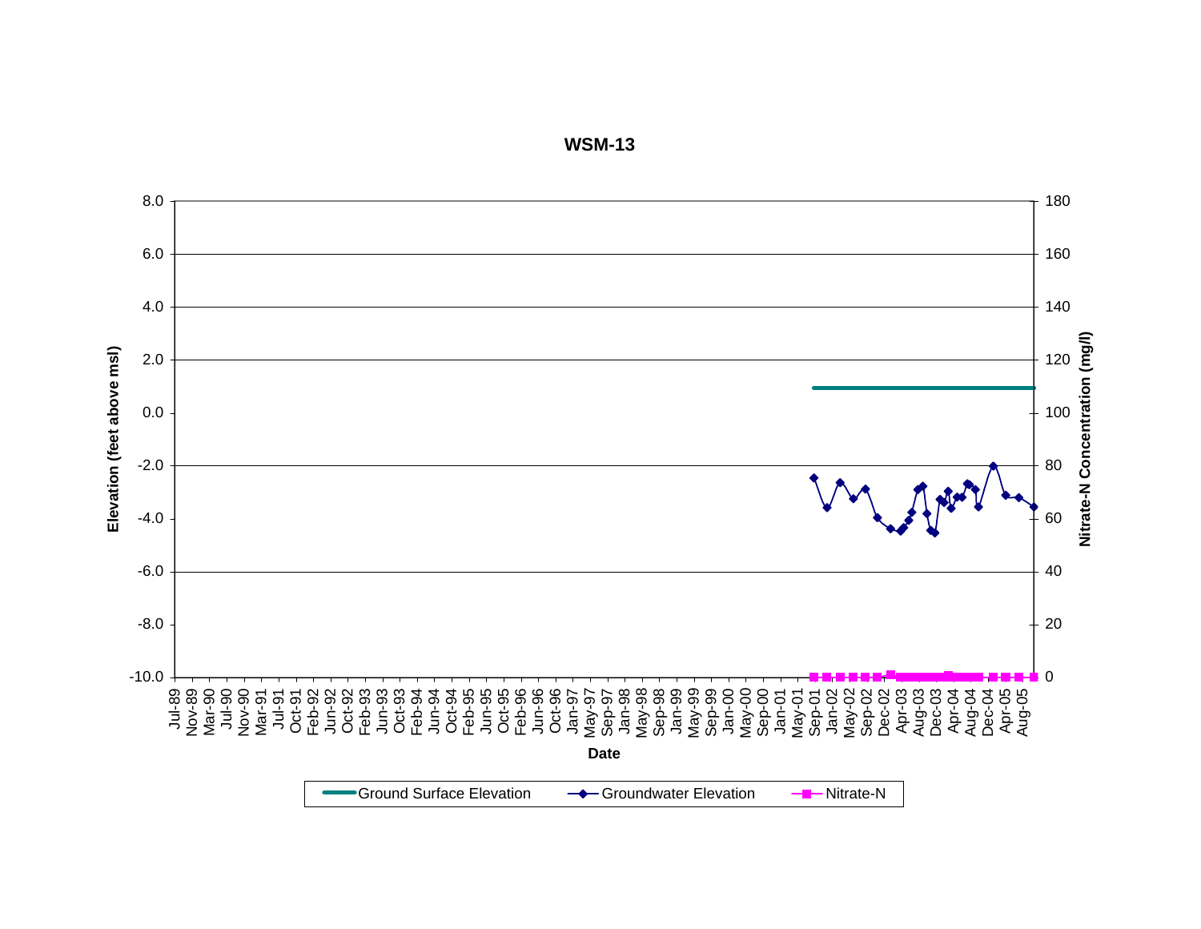# WSM-13

Elevation (feet above msl)

Nitrate-N Concentration (mg/l)

Date

Ground Surface Elevation — Groundwater Elevation — Nitrate-N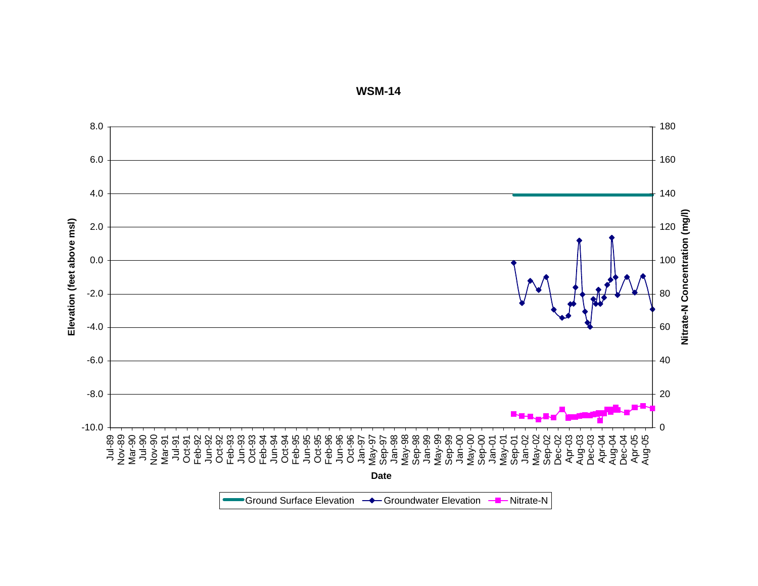**WSM-14**

Elevation (feet above msl): 8.0, 6.0, 4.0, 2.0, 0.0, -2.0, -4.0, -6.0, -8.0, -10.0

Nitrate-N Concentration (mg/l): 180, 160, 140, 120, 100, 80, 60, 40, 20, 0

Date: Jul-89, Nov-89, Mar-90, Jul-90, Nov-90, Mar-91, Jul-91, Oct-91, Feb-92, Jun-92, Oct-92, Feb-93, Jun-93, Oct-93, Feb-94, Jun-94, Oct-94, Feb-95, Jun-95, Oct-95, Feb-96, Jun-96, Oct-96, Jan-97, May-97, Sep-97, Jan-98, May-98, Sep-98, Jan-99, May-99, Sep-99, Jan-00, May-00, Sep-00, Jan-01, May-01, Sep-01, Jan-02, May-02, Sep-02, Dec-02, Apr-03, Aug-03, Dec-03, Apr-04, Aug-04, Dec-04, Apr-05, Aug-05

Ground Surface Elevation — Groundwater Elevation — Nitrate-N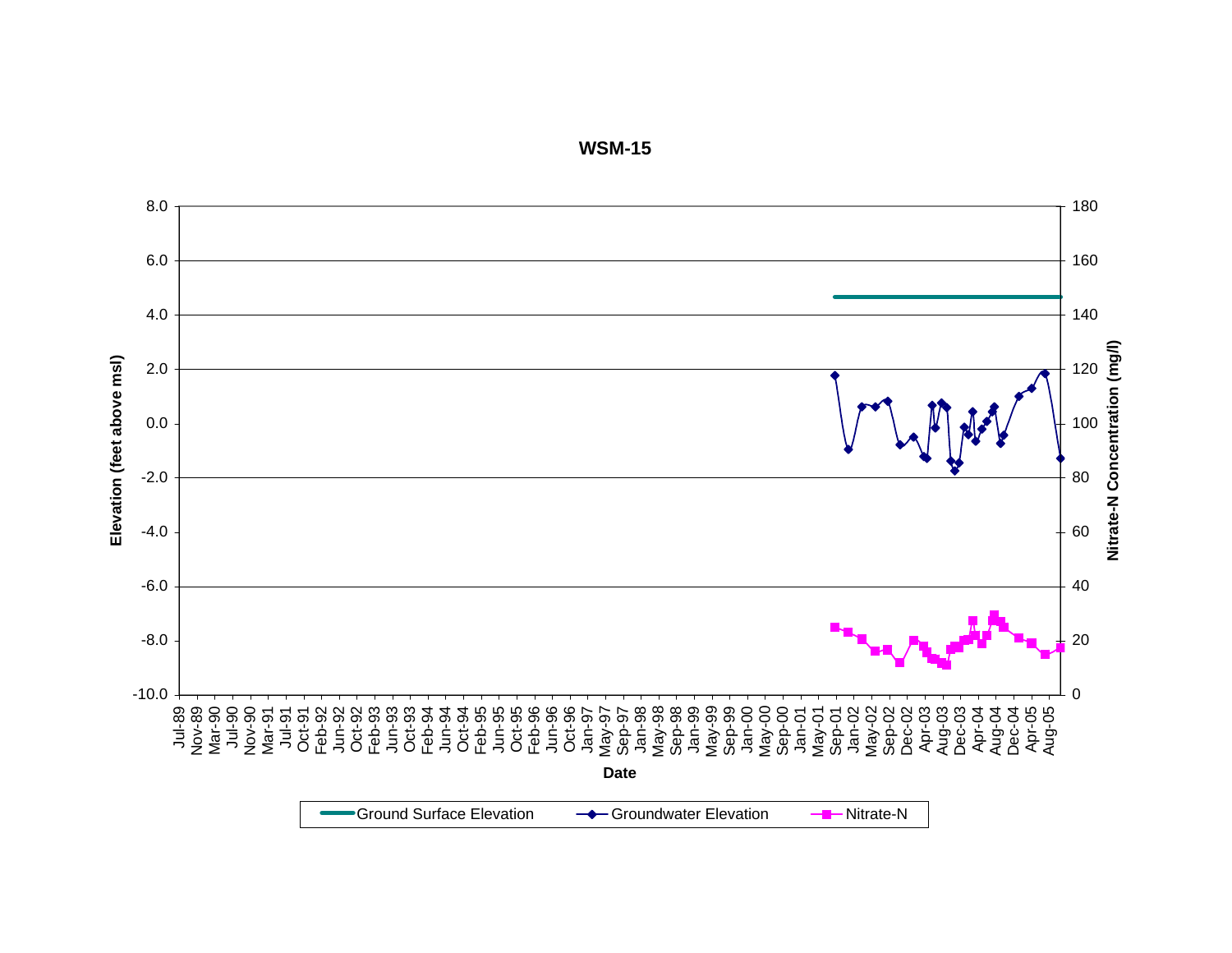## WSM-15

Elevation (feet above msl)

Nitrate-N Concentration (mg/l)

Date

Ground Surface Elevation — Groundwater Elevation — Nitrate-N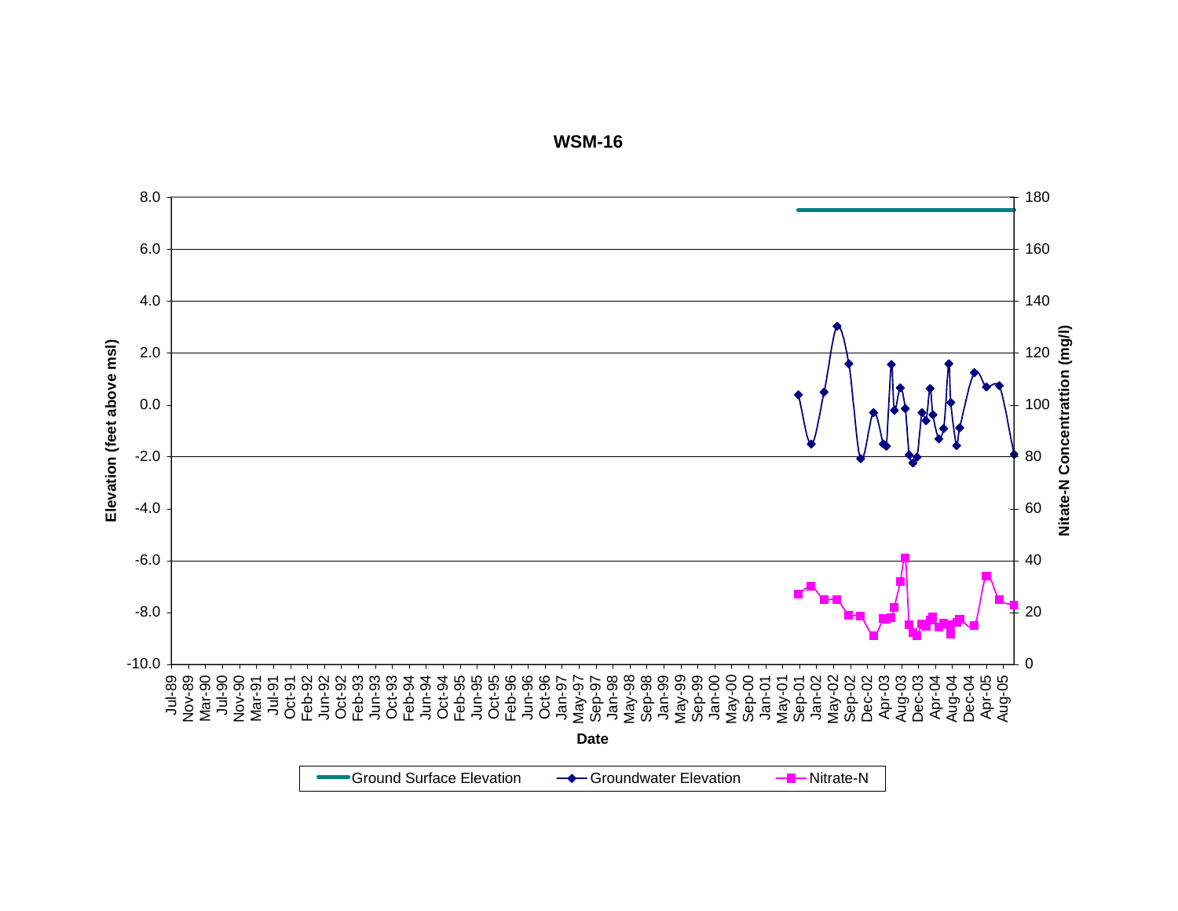WSM-16

Elevation (feet above msl)

8.0
6.0
4.0
2.0
0.0
-2.0
-4.0
-6.0
-8.0
-10.0

Nitate-N Concentrattion (mg/l)

180
160
140
120
100
80
60
40
20
0

Jul-89 Nov-89 Mar-90 Jul-90 Nov-90 Mar-91 Jul-91 Oct-91 Feb-92 Jun-92 Oct-92 Feb-93 Jun-93 Oct-93 Feb-94 Jun-94 Oct-94 Feb-95 Jun-95 Oct-95 Feb-96 Jun-96 Oct-96 Jan-97 May-97 Sep-97 Jan-98 May-98 Sep-98 Jan-99 May-99 Sep-99 Jan-00 May-00 Sep-00 Jan-01 May-01 Sep-01 Jan-02 May-02 Sep-02 Dec-02 Apr-03 Aug-03 Dec-03 Apr-04 Aug-04 Dec-04 Apr-05 Aug-05

Date

Ground Surface Elevation — Groundwater Elevation — Nitrate-N